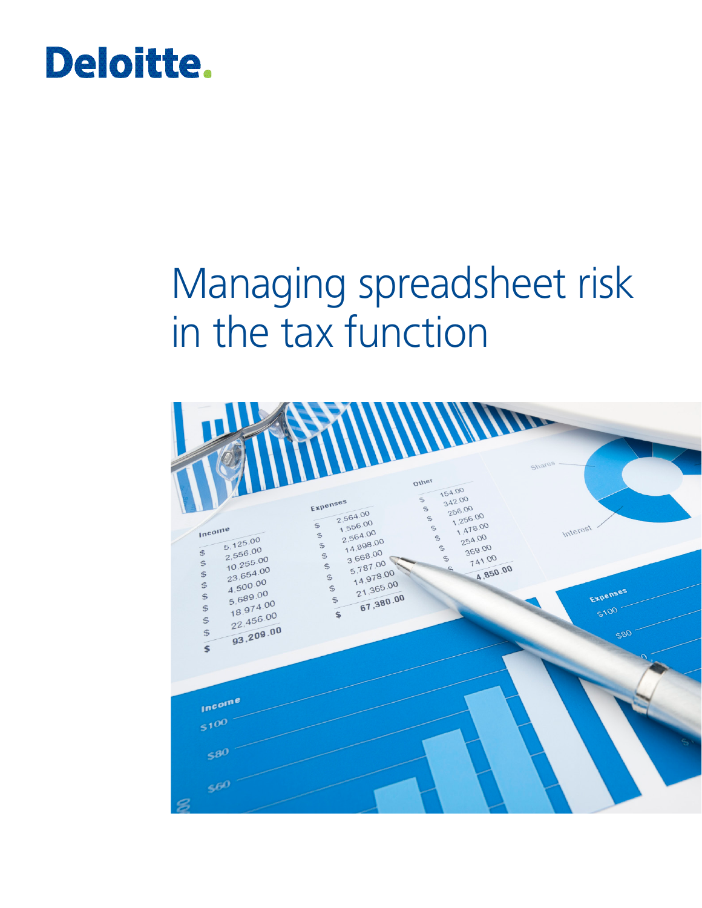Deloitte.

# Managing spreadsheet risk in the tax function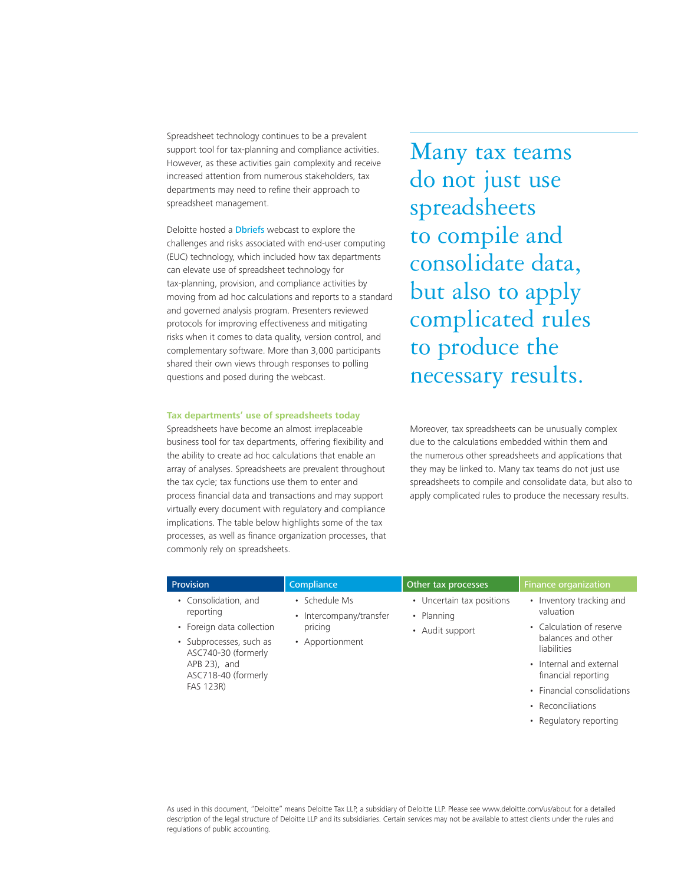Spreadsheet technology continues to be a prevalent support tool for tax-planning and compliance activities. However, as these activities gain complexity and receive increased attention from numerous stakeholders, tax departments may need to refine their approach to spreadsheet management.

Deloitte hosted a Dbriefs webcast to explore the challenges and risks associated with end-user computing (EUC) technology, which included how tax departments can elevate use of spreadsheet technology for tax-planning, provision, and compliance activities by moving from ad hoc calculations and reports to a standard and governed analysis program. Presenters reviewed protocols for improving effectiveness and mitigating risks when it comes to data quality, version control, and complementary software. More than 3,000 participants shared their own views through responses to polling questions and posed during the webcast.

> Many tax teams do not just use spreadsheets to compile and consolidate data, but also to apply complicated rules to produce the necessary results.

### Tax departments' use of spreadsheets today

Spreadsheets have become an almost irreplaceable business tool for tax departments, offering flexibility and the ability to create ad hoc calculations that enable an array of analyses. Spreadsheets are prevalent throughout the tax cycle; tax functions use them to enter and process financial data and transactions and may support virtually every document with regulatory and compliance implications. The table below highlights some of the tax processes, as well as finance organization processes, that commonly rely on spreadsheets.

Moreover, tax spreadsheets can be unusually complex due to the calculations embedded within them and the numerous other spreadsheets and applications that they may be linked to. Many tax teams do not just use spreadsheets to compile and consolidate data, but also to apply complicated rules to produce the necessary results.

| Provision | Compliance | Other tax processes | Finance organization |
|---|---|---|---|
| • Consolidation, and reporting<br>• Foreign data collection<br>• Subprocesses, such as ASC740-30 (formerly APB 23), and ASC718-40 (formerly FAS 123R) | • Schedule Ms<br>• Intercompany/transfer pricing<br>• Apportionment | • Uncertain tax positions<br>• Planning<br>• Audit support | • Inventory tracking and valuation<br>• Calculation of reserve balances and other liabilities<br>• Internal and external financial reporting<br>• Financial consolidations<br>• Reconciliations<br>• Regulatory reporting |

As used in this document, "Deloitte" means Deloitte Tax LLP, a subsidiary of Deloitte LLP. Please see www.deloitte.com/us/about for a detailed description of the legal structure of Deloitte LLP and its subsidiaries. Certain services may not be available to attest clients under the rules and regulations of public accounting.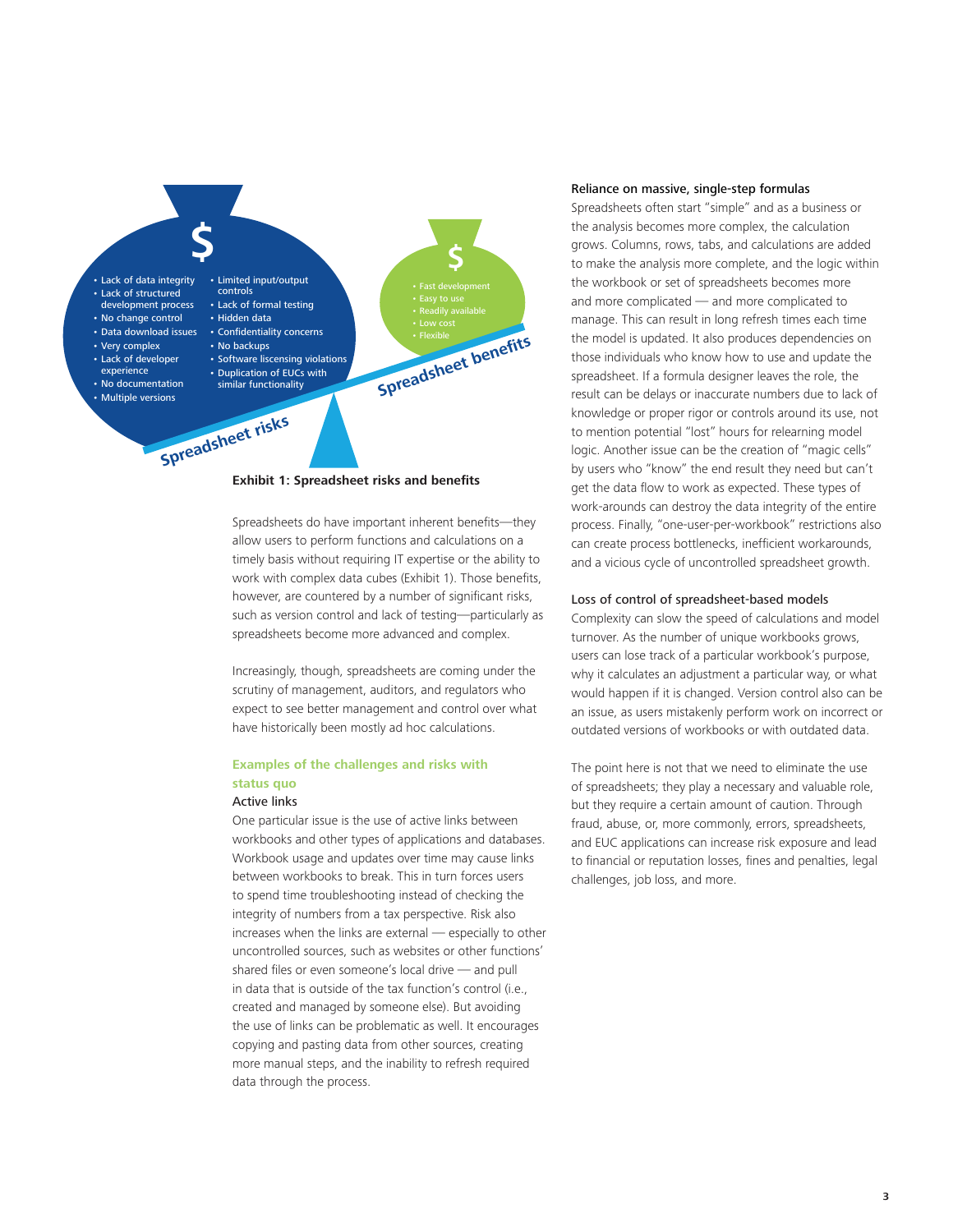- Lack of data integrity
- Lack of structured development process
- No change control
- Data download issues
- Very complex
- Lack of developer experience
- No documentation
- Multiple versions
- Limited input/output controls
- Lack of formal testing
- Hidden data
- Confidentiality concerns
- No backups
- Software liscensing violations
- Duplication of EUCs with similar functionality

Spreadsheet risks

- Fast development
- Easy to use
- Readily available
- Low cost
- Flexible

Spreadsheet benefits

**Exhibit 1: Spreadsheet risks and benefits**

Spreadsheets do have important inherent benefits—they allow users to perform functions and calculations on a timely basis without requiring IT expertise or the ability to work with complex data cubes (Exhibit 1). Those benefits, however, are countered by a number of significant risks, such as version control and lack of testing—particularly as spreadsheets become more advanced and complex.

Increasingly, though, spreadsheets are coming under the scrutiny of management, auditors, and regulators who expect to see better management and control over what have historically been mostly ad hoc calculations.

## Examples of the challenges and risks with status quo

### Active links

One particular issue is the use of active links between workbooks and other types of applications and databases. Workbook usage and updates over time may cause links between workbooks to break. This in turn forces users to spend time troubleshooting instead of checking the integrity of numbers from a tax perspective. Risk also increases when the links are external — especially to other uncontrolled sources, such as websites or other functions' shared files or even someone's local drive — and pull in data that is outside of the tax function's control (i.e., created and managed by someone else). But avoiding the use of links can be problematic as well. It encourages copying and pasting data from other sources, creating more manual steps, and the inability to refresh required data through the process.

### Reliance on massive, single-step formulas

Spreadsheets often start "simple" and as a business or the analysis becomes more complex, the calculation grows. Columns, rows, tabs, and calculations are added to make the analysis more complete, and the logic within the workbook or set of spreadsheets becomes more and more complicated — and more complicated to manage. This can result in long refresh times each time the model is updated. It also produces dependencies on those individuals who know how to use and update the spreadsheet. If a formula designer leaves the role, the result can be delays or inaccurate numbers due to lack of knowledge or proper rigor or controls around its use, not to mention potential "lost" hours for relearning model logic. Another issue can be the creation of "magic cells" by users who "know" the end result they need but can't get the data flow to work as expected. These types of work-arounds can destroy the data integrity of the entire process. Finally, "one-user-per-workbook" restrictions also can create process bottlenecks, inefficient workarounds, and a vicious cycle of uncontrolled spreadsheet growth.

### Loss of control of spreadsheet-based models

Complexity can slow the speed of calculations and model turnover. As the number of unique workbooks grows, users can lose track of a particular workbook's purpose, why it calculates an adjustment a particular way, or what would happen if it is changed. Version control also can be an issue, as users mistakenly perform work on incorrect or outdated versions of workbooks or with outdated data.

The point here is not that we need to eliminate the use of spreadsheets; they play a necessary and valuable role, but they require a certain amount of caution. Through fraud, abuse, or, more commonly, errors, spreadsheets, and EUC applications can increase risk exposure and lead to financial or reputation losses, fines and penalties, legal challenges, job loss, and more.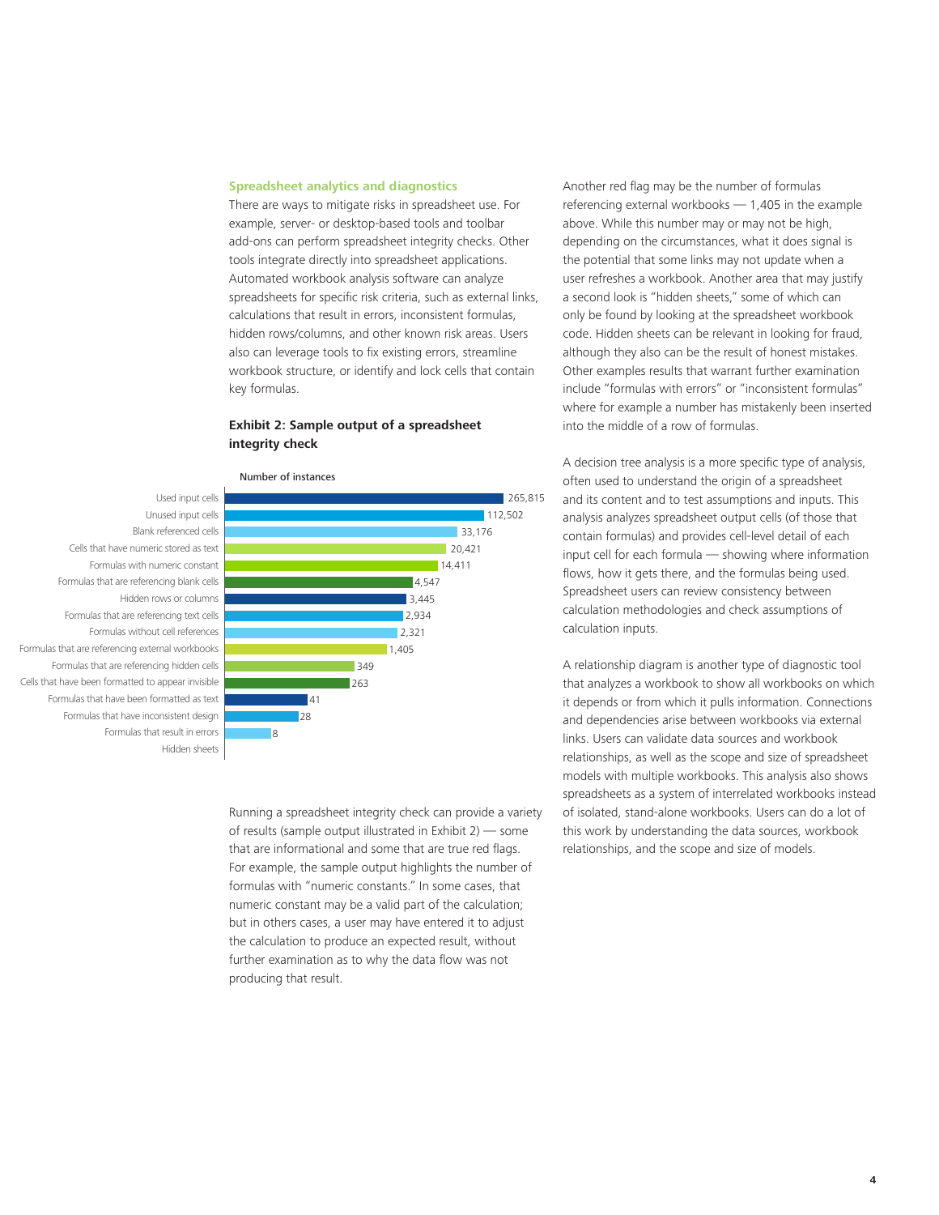### Spreadsheet analytics and diagnostics

There are ways to mitigate risks in spreadsheet use. For example, server- or desktop-based tools and toolbar add-ons can perform spreadsheet integrity checks. Other tools integrate directly into spreadsheet applications. Automated workbook analysis software can analyze spreadsheets for specific risk criteria, such as external links, calculations that result in errors, inconsistent formulas, hidden rows/columns, and other known risk areas. Users also can leverage tools to fix existing errors, streamline workbook structure, or identify and lock cells that contain key formulas.

**Exhibit 2: Sample output of a spreadsheet integrity check**

| Item | Number of instances |
|---|---|
| Used input cells | 265,815 |
| Unused input cells | 112,502 |
| Blank referenced cells | 33,176 |
| Cells that have numeric stored as text | 20,421 |
| Formulas with numeric constant | 14,411 |
| Formulas that are referencing blank cells | 4,547 |
| Hidden rows or columns | 3,445 |
| Formulas that are referencing text cells | 2,934 |
| Formulas without cell references | 2,321 |
| Formulas that are referencing external workbooks | 1,405 |
| Formulas that are referencing hidden cells | 349 |
| Cells that have been formatted to appear invisible | 263 |
| Formulas that have been formatted as text | 41 |
| Formulas that have inconsistent design | 28 |
| Formulas that result in errors | 8 |
| Hidden sheets | |

Running a spreadsheet integrity check can provide a variety of results (sample output illustrated in Exhibit 2) — some that are informational and some that are true red flags. For example, the sample output highlights the number of formulas with "numeric constants." In some cases, that numeric constant may be a valid part of the calculation; but in others cases, a user may have entered it to adjust the calculation to produce an expected result, without further examination as to why the data flow was not producing that result.

Another red flag may be the number of formulas referencing external workbooks — 1,405 in the example above. While this number may or may not be high, depending on the circumstances, what it does signal is the potential that some links may not update when a user refreshes a workbook. Another area that may justify a second look is "hidden sheets," some of which can only be found by looking at the spreadsheet workbook code. Hidden sheets can be relevant in looking for fraud, although they also can be the result of honest mistakes. Other examples results that warrant further examination include "formulas with errors" or "inconsistent formulas" where for example a number has mistakenly been inserted into the middle of a row of formulas.

A decision tree analysis is a more specific type of analysis, often used to understand the origin of a spreadsheet and its content and to test assumptions and inputs. This analysis analyzes spreadsheet output cells (of those that contain formulas) and provides cell-level detail of each input cell for each formula — showing where information flows, how it gets there, and the formulas being used. Spreadsheet users can review consistency between calculation methodologies and check assumptions of calculation inputs.

A relationship diagram is another type of diagnostic tool that analyzes a workbook to show all workbooks on which it depends or from which it pulls information. Connections and dependencies arise between workbooks via external links. Users can validate data sources and workbook relationships, as well as the scope and size of spreadsheet models with multiple workbooks. This analysis also shows spreadsheets as a system of interrelated workbooks instead of isolated, stand-alone workbooks. Users can do a lot of this work by understanding the data sources, workbook relationships, and the scope and size of models.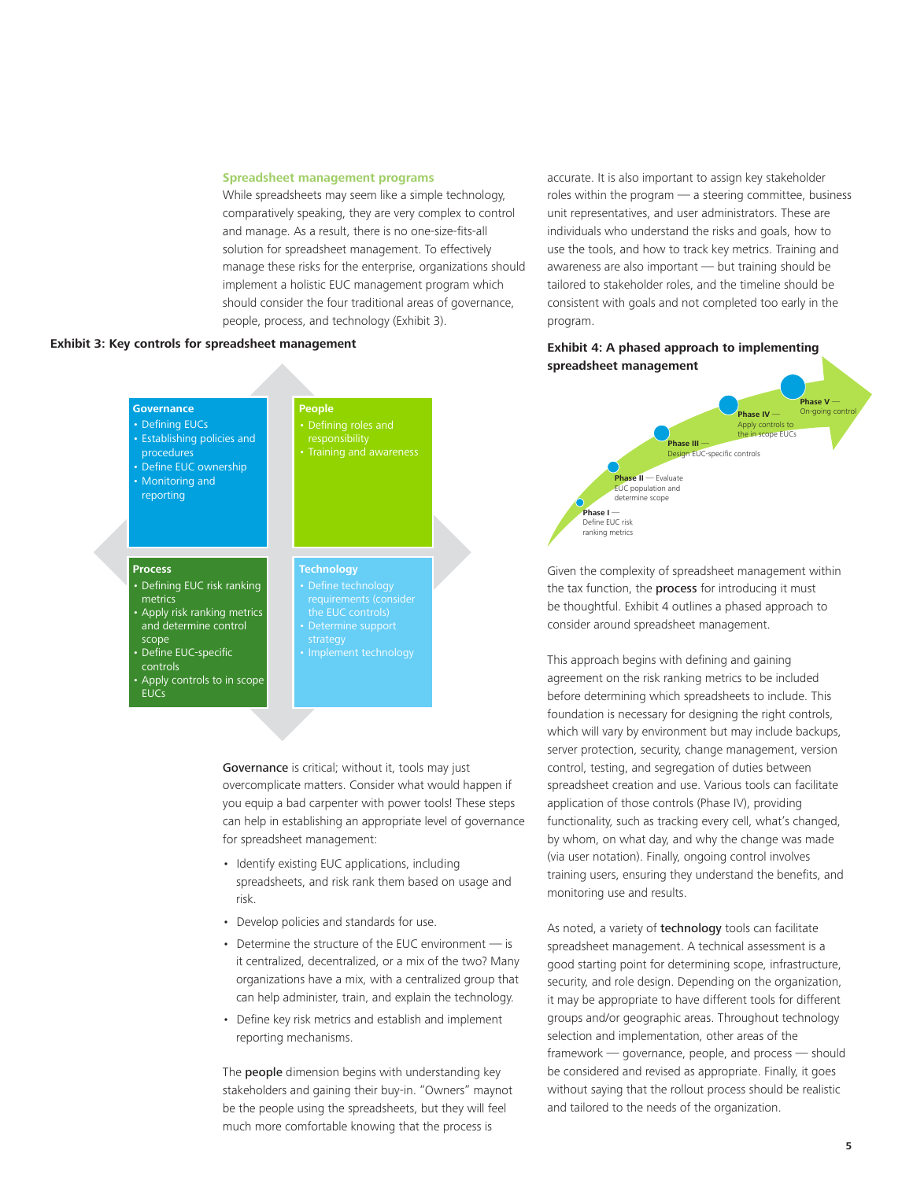## Spreadsheet management programs

While spreadsheets may seem like a simple technology, comparatively speaking, they are very complex to control and manage. As a result, there is no one-size-fits-all solution for spreadsheet management. To effectively manage these risks for the enterprise, organizations should implement a holistic EUC management program which should consider the four traditional areas of governance, people, process, and technology (Exhibit 3).

**Exhibit 3: Key controls for spreadsheet management**

**Governance**
- Defining EUCs
- Establishing policies and procedures
- Define EUC ownership
- Monitoring and reporting

**People**
- Defining roles and responsibility
- Training and awareness

**Process**
- Defining EUC risk ranking metrics
- Apply risk ranking metrics and determine control scope
- Define EUC-specific controls
- Apply controls to in scope EUCs

**Technology**
- Define technology requirements (consider the EUC controls)
- Determine support strategy
- Implement technology

**Governance** is critical; without it, tools may just overcomplicate matters. Consider what would happen if you equip a bad carpenter with power tools! These steps can help in establishing an appropriate level of governance for spreadsheet management:

- Identify existing EUC applications, including spreadsheets, and risk rank them based on usage and risk.
- Develop policies and standards for use.
- Determine the structure of the EUC environment — is it centralized, decentralized, or a mix of the two? Many organizations have a mix, with a centralized group that can help administer, train, and explain the technology.
- Define key risk metrics and establish and implement reporting mechanisms.

The **people** dimension begins with understanding key stakeholders and gaining their buy-in. "Owners" maynot be the people using the spreadsheets, but they will feel much more comfortable knowing that the process is accurate. It is also important to assign key stakeholder roles within the program — a steering committee, business unit representatives, and user administrators. These are individuals who understand the risks and goals, how to use the tools, and how to track key metrics. Training and awareness are also important — but training should be tailored to stakeholder roles, and the timeline should be consistent with goals and not completed too early in the program.

**Exhibit 4: A phased approach to implementing spreadsheet management**

- **Phase I** — Define EUC risk ranking metrics
- **Phase II** — Evaluate EUC population and determine scope
- **Phase III** — Design EUC-specific controls
- **Phase IV** — Apply controls to the in scope EUCs
- **Phase V** — On-going control

Given the complexity of spreadsheet management within the tax function, the **process** for introducing it must be thoughtful. Exhibit 4 outlines a phased approach to consider around spreadsheet management.

This approach begins with defining and gaining agreement on the risk ranking metrics to be included before determining which spreadsheets to include. This foundation is necessary for designing the right controls, which will vary by environment but may include backups, server protection, security, change management, version control, testing, and segregation of duties between spreadsheet creation and use. Various tools can facilitate application of those controls (Phase IV), providing functionality, such as tracking every cell, what's changed, by whom, on what day, and why the change was made (via user notation). Finally, ongoing control involves training users, ensuring they understand the benefits, and monitoring use and results.

As noted, a variety of **technology** tools can facilitate spreadsheet management. A technical assessment is a good starting point for determining scope, infrastructure, security, and role design. Depending on the organization, it may be appropriate to have different tools for different groups and/or geographic areas. Throughout technology selection and implementation, other areas of the framework — governance, people, and process — should be considered and revised as appropriate. Finally, it goes without saying that the rollout process should be realistic and tailored to the needs of the organization.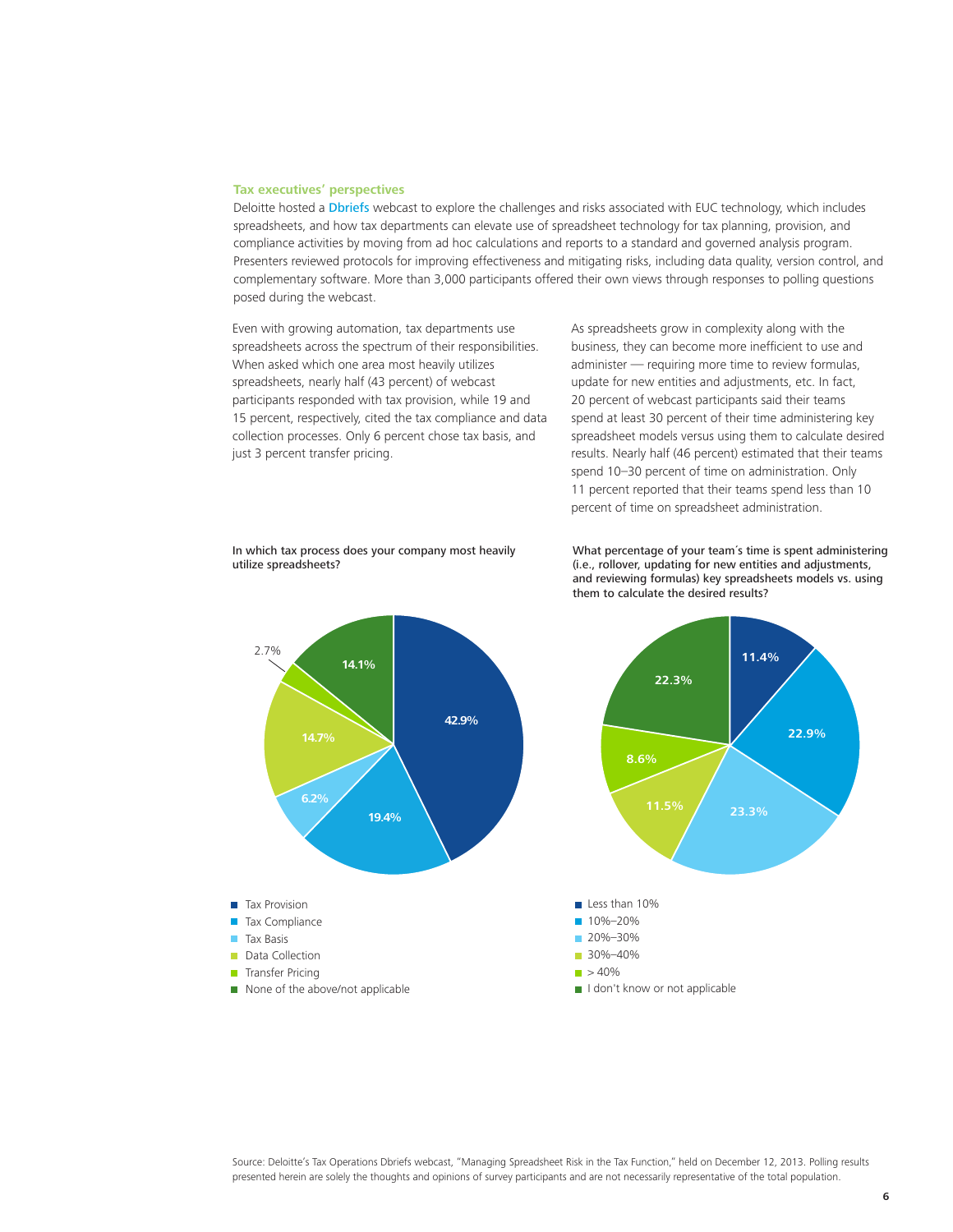### Tax executives' perspectives

Deloitte hosted a Dbriefs webcast to explore the challenges and risks associated with EUC technology, which includes spreadsheets, and how tax departments can elevate use of spreadsheet technology for tax planning, provision, and compliance activities by moving from ad hoc calculations and reports to a standard and governed analysis program. Presenters reviewed protocols for improving effectiveness and mitigating risks, including data quality, version control, and complementary software. More than 3,000 participants offered their own views through responses to polling questions posed during the webcast.

Even with growing automation, tax departments use spreadsheets across the spectrum of their responsibilities. When asked which one area most heavily utilizes spreadsheets, nearly half (43 percent) of webcast participants responded with tax provision, while 19 and 15 percent, respectively, cited the tax compliance and data collection processes. Only 6 percent chose tax basis, and just 3 percent transfer pricing.

As spreadsheets grow in complexity along with the business, they can become more inefficient to use and administer — requiring more time to review formulas, update for new entities and adjustments, etc. In fact, 20 percent of webcast participants said their teams spend at least 30 percent of their time administering key spreadsheet models versus using them to calculate desired results. Nearly half (46 percent) estimated that their teams spend 10–30 percent of time on administration. Only 11 percent reported that their teams spend less than 10 percent of time on spreadsheet administration.

**In which tax process does your company most heavily utilize spreadsheets?**

| Response | Percentage |
|---|---|
| Tax Provision | 42.9% |
| Tax Compliance | 19.4% |
| Tax Basis | 6.2% |
| Data Collection | 14.7% |
| Transfer Pricing | 2.7% |
| None of the above/not applicable | 14.1% |

**What percentage of your team's time is spent administering (i.e., rollover, updating for new entities and adjustments, and reviewing formulas) key spreadsheets models vs. using them to calculate the desired results?**

| Response | Percentage |
|---|---|
| Less than 10% | 11.4% |
| 10%–20% | 22.9% |
| 20%–30% | 23.3% |
| 30%–40% | 11.5% |
| > 40% | 8.6% |
| I don't know or not applicable | 22.3% |

Source: Deloitte's Tax Operations Dbriefs webcast, "Managing Spreadsheet Risk in the Tax Function," held on December 12, 2013. Polling results presented herein are solely the thoughts and opinions of survey participants and are not necessarily representative of the total population.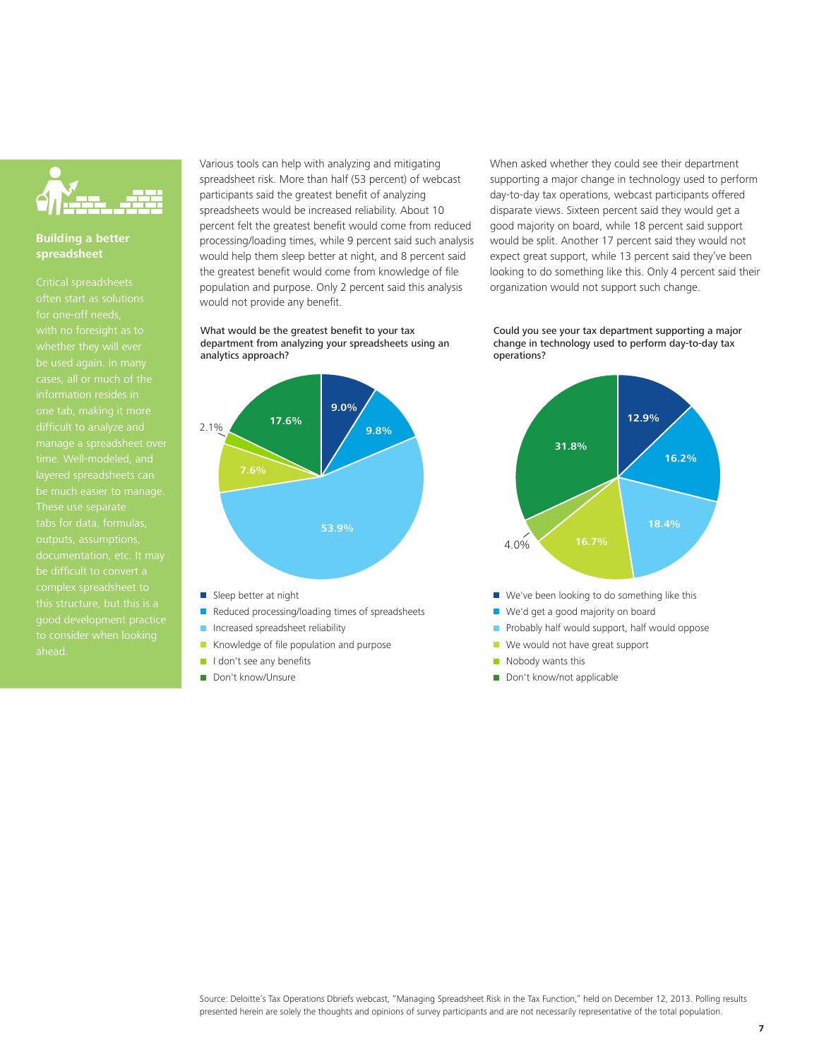## Building a better spreadsheet

Critical spreadsheets often start as solutions for one-off needs, with no foresight as to whether they will ever be used again. In many cases, all or much of the information resides in one tab, making it more difficult to analyze and manage a spreadsheet over time. Well-modeled, and layered spreadsheets can be much easier to manage. These use separate tabs for data, formulas, outputs, assumptions, documentation, etc. It may be difficult to convert a complex spreadsheet to this structure, but this is a good development practice to consider when looking ahead.

Various tools can help with analyzing and mitigating spreadsheet risk. More than half (53 percent) of webcast participants said the greatest benefit of analyzing spreadsheets would be increased reliability. About 10 percent felt the greatest benefit would come from reduced processing/loading times, while 9 percent said such analysis would help them sleep better at night, and 8 percent said the greatest benefit would come from knowledge of file population and purpose. Only 2 percent said this analysis would not provide any benefit.

**What would be the greatest benefit to your tax department from analyzing your spreadsheets using an analytics approach?**

| Response | Percentage |
|---|---|
| Sleep better at night | 9.0% |
| Reduced processing/loading times of spreadsheets | 9.8% |
| Increased spreadsheet reliability | 53.9% |
| Knowledge of file population and purpose | 7.6% |
| I don't see any benefits | 2.1% |
| Don't know/Unsure | 17.6% |

When asked whether they could see their department supporting a major change in technology used to perform day-to-day tax operations, webcast participants offered disparate views. Sixteen percent said they would get a good majority on board, while 18 percent said support would be split. Another 17 percent said they would not expect great support, while 13 percent said they've been looking to do something like this. Only 4 percent said their organization would not support such change.

**Could you see your tax department supporting a major change in technology used to perform day-to-day tax operations?**

| Response | Percentage |
|---|---|
| We've been looking to do something like this | 12.9% |
| We'd get a good majority on board | 16.2% |
| Probably half would support, half would oppose | 18.4% |
| We would not have great support | 16.7% |
| Nobody wants this | 4.0% |
| Don't know/not applicable | 31.8% |

Source: Deloitte's Tax Operations Dbriefs webcast, "Managing Spreadsheet Risk in the Tax Function," held on December 12, 2013. Polling results presented herein are solely the thoughts and opinions of survey participants and are not necessarily representative of the total population.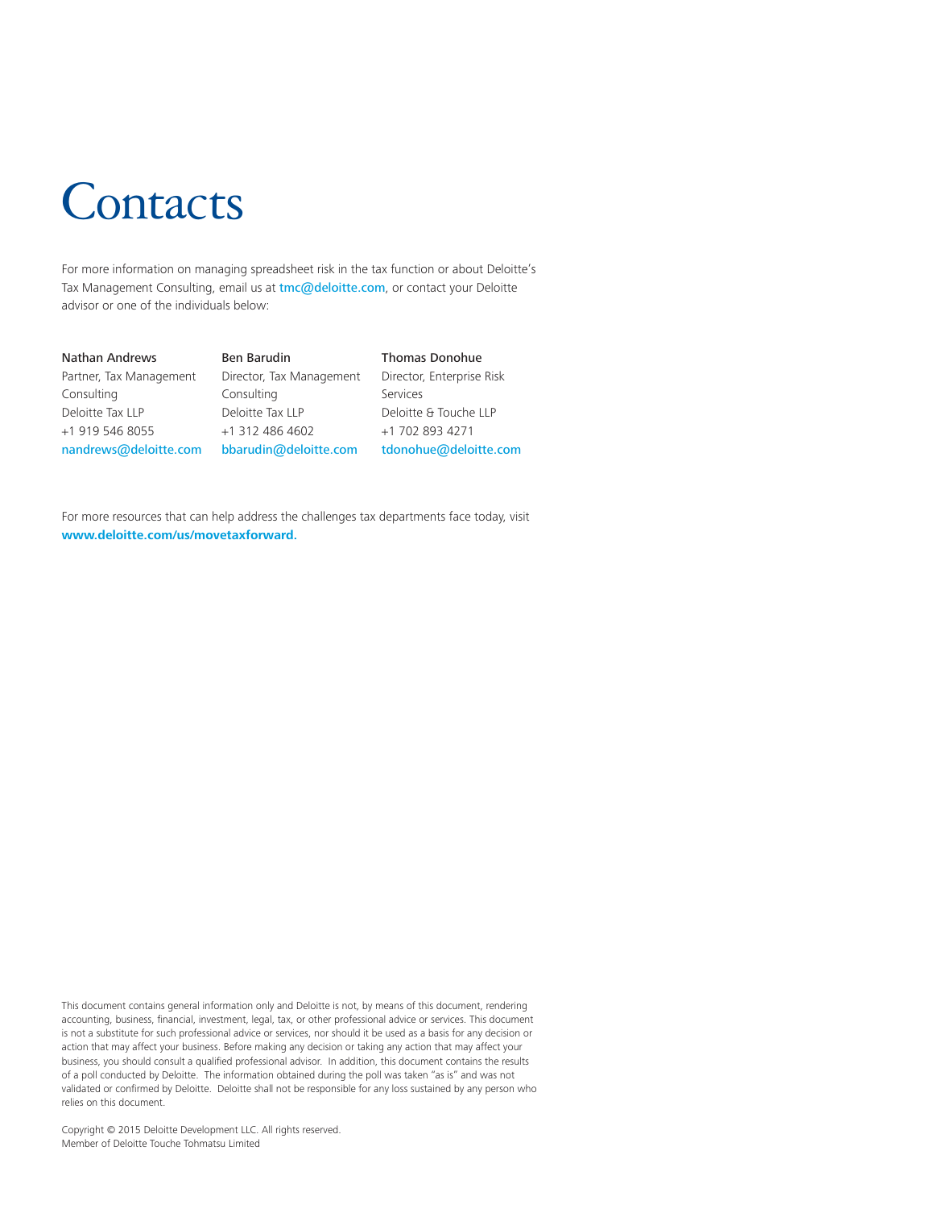# Contacts

For more information on managing spreadsheet risk in the tax function or about Deloitte's Tax Management Consulting, email us at tmc@deloitte.com, or contact your Deloitte advisor or one of the individuals below:

Nathan Andrews
Partner, Tax Management Consulting
Deloitte Tax LLP
+1 919 546 8055
nandrews@deloitte.com

Ben Barudin
Director, Tax Management Consulting
Deloitte Tax LLP
+1 312 486 4602
bbarudin@deloitte.com

Thomas Donohue
Director, Enterprise Risk Services
Deloitte & Touche LLP
+1 702 893 4271
tdonohue@deloitte.com

For more resources that can help address the challenges tax departments face today, visit **www.deloitte.com/us/movetaxforward.**

This document contains general information only and Deloitte is not, by means of this document, rendering accounting, business, financial, investment, legal, tax, or other professional advice or services. This document is not a substitute for such professional advice or services, nor should it be used as a basis for any decision or action that may affect your business. Before making any decision or taking any action that may affect your business, you should consult a qualified professional advisor. In addition, this document contains the results of a poll conducted by Deloitte. The information obtained during the poll was taken "as is" and was not validated or confirmed by Deloitte. Deloitte shall not be responsible for any loss sustained by any person who relies on this document.

Copyright © 2015 Deloitte Development LLC. All rights reserved.
Member of Deloitte Touche Tohmatsu Limited